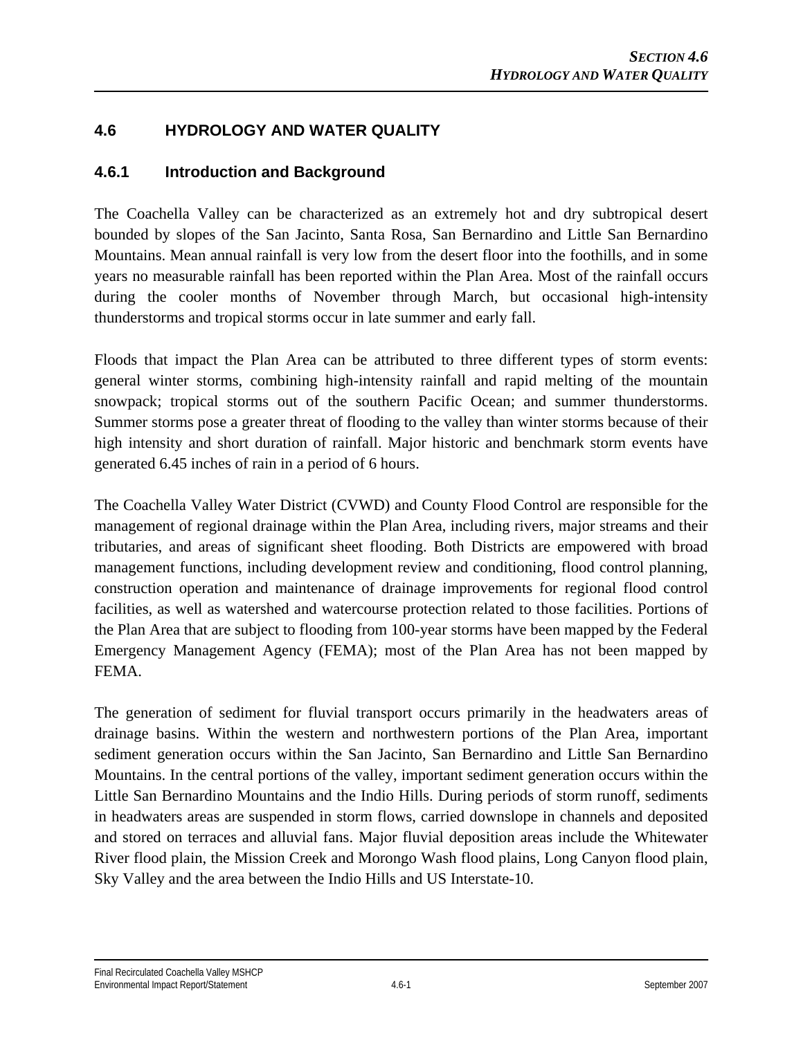## 4.6 HYDROLOGY AND WATER QUALITY

### 4.6.1 Introduction and Background

The Coachella Valley can be characterized as an extremely hot and dry subtropical desert bounded by slopes of the San Jacinto, Santa Rosa, San Bernardino and Little San Bernardino Mountains. Mean annual rainfall is very low from the desert floor into the foothills, and in some years no measurable rainfall has been reported within the Plan Area. Most of the rainfall occurs during the cooler months of November through March, but occasional high-intensity thunderstorms and tropical storms occur in late summer and early fall.

Floods that impact the Plan Area can be attributed to three different types of storm events: general winter storms, combining high-intensity rainfall and rapid melting of the mountain snowpack; tropical storms out of the southern Pacific Ocean; and summer thunderstorms. Summer storms pose a greater threat of flooding to the valley than winter storms because of their high intensity and short duration of rainfall. Major historic and benchmark storm events have generated 6.45 inches of rain in a period of 6 hours.

The Coachella Valley Water District (CVWD) and County Flood Control are responsible for the management of regional drainage within the Plan Area, including rivers, major streams and their tributaries, and areas of significant sheet flooding. Both Districts are empowered with broad management functions, including development review and conditioning, flood control planning, construction operation and maintenance of drainage improvements for regional flood control facilities, as well as watershed and watercourse protection related to those facilities. Portions of the Plan Area that are subject to flooding from 100-year storms have been mapped by the Federal Emergency Management Agency (FEMA); most of the Plan Area has not been mapped by FEMA.

The generation of sediment for fluvial transport occurs primarily in the headwaters areas of drainage basins. Within the western and northwestern portions of the Plan Area, important sediment generation occurs within the San Jacinto, San Bernardino and Little San Bernardino Mountains. In the central portions of the valley, important sediment generation occurs within the Little San Bernardino Mountains and the Indio Hills. During periods of storm runoff, sediments in headwaters areas are suspended in storm flows, carried downslope in channels and deposited and stored on terraces and alluvial fans. Major fluvial deposition areas include the Whitewater River flood plain, the Mission Creek and Morongo Wash flood plains, Long Canyon flood plain, Sky Valley and the area between the Indio Hills and US Interstate-10.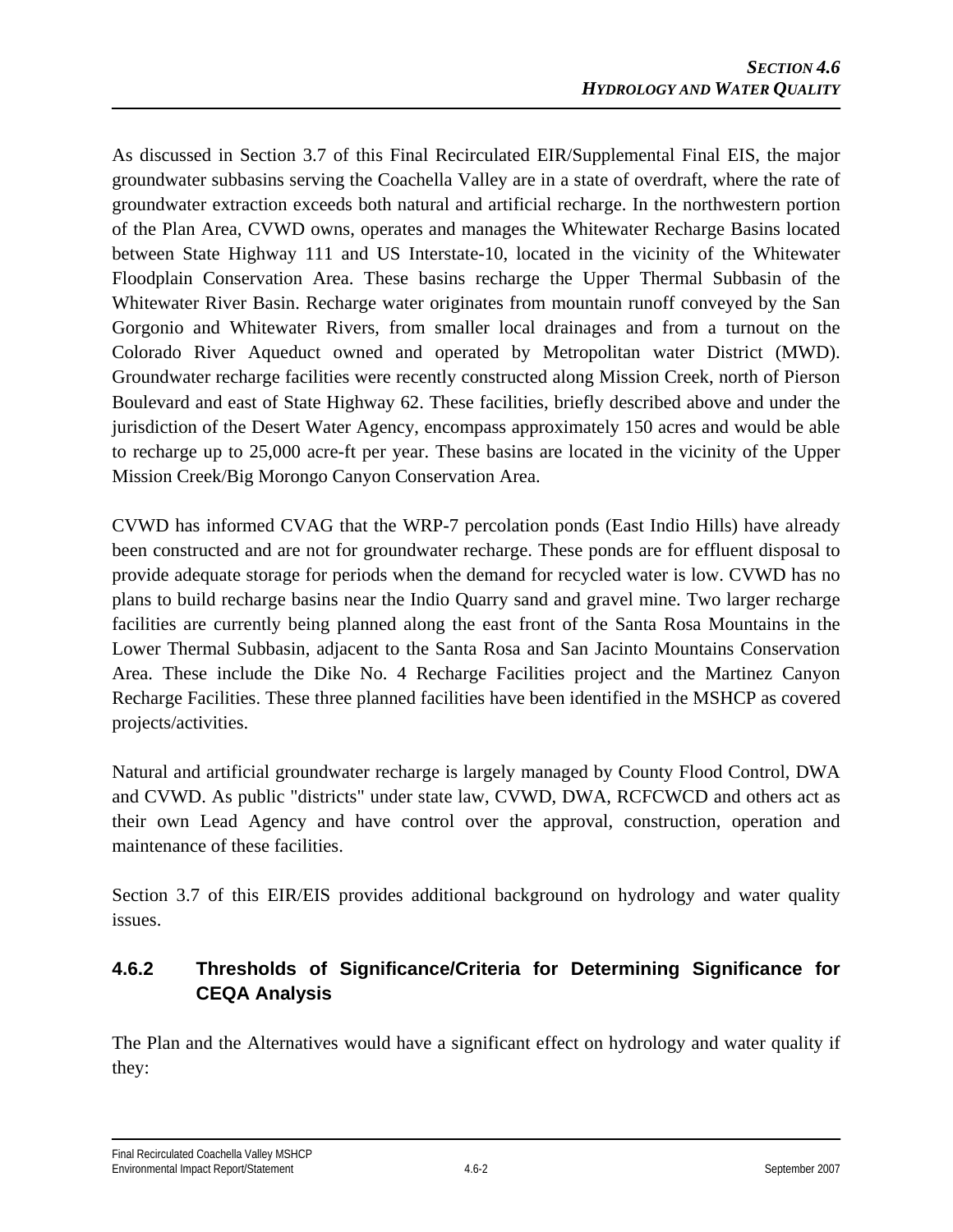As discussed in Section 3.7 of this Final Recirculated EIR/Supplemental Final EIS, the major groundwater subbasins serving the Coachella Valley are in a state of overdraft, where the rate of groundwater extraction exceeds both natural and artificial recharge. In the northwestern portion of the Plan Area, CVWD owns, operates and manages the Whitewater Recharge Basins located between State Highway 111 and US Interstate-10, located in the vicinity of the Whitewater Floodplain Conservation Area. These basins recharge the Upper Thermal Subbasin of the Whitewater River Basin. Recharge water originates from mountain runoff conveyed by the San Gorgonio and Whitewater Rivers, from smaller local drainages and from a turnout on the Colorado River Aqueduct owned and operated by Metropolitan water District (MWD). Groundwater recharge facilities were recently constructed along Mission Creek, north of Pierson Boulevard and east of State Highway 62. These facilities, briefly described above and under the jurisdiction of the Desert Water Agency, encompass approximately 150 acres and would be able to recharge up to 25,000 acre-ft per year. These basins are located in the vicinity of the Upper Mission Creek/Big Morongo Canyon Conservation Area.

CVWD has informed CVAG that the WRP-7 percolation ponds (East Indio Hills) have already been constructed and are not for groundwater recharge. These ponds are for effluent disposal to provide adequate storage for periods when the demand for recycled water is low. CVWD has no plans to build recharge basins near the Indio Quarry sand and gravel mine. Two larger recharge facilities are currently being planned along the east front of the Santa Rosa Mountains in the Lower Thermal Subbasin, adjacent to the Santa Rosa and San Jacinto Mountains Conservation Area. These include the Dike No. 4 Recharge Facilities project and the Martinez Canyon Recharge Facilities. These three planned facilities have been identified in the MSHCP as covered projects/activities.

Natural and artificial groundwater recharge is largely managed by County Flood Control, DWA and CVWD. As public "districts" under state law, CVWD, DWA, RCFCWCD and others act as their own Lead Agency and have control over the approval, construction, operation and maintenance of these facilities.

Section 3.7 of this EIR/EIS provides additional background on hydrology and water quality issues.

### 4.6.2 Thresholds of Significance/Criteria for Determining Significance for CEQA Analysis

The Plan and the Alternatives would have a significant effect on hydrology and water quality if they: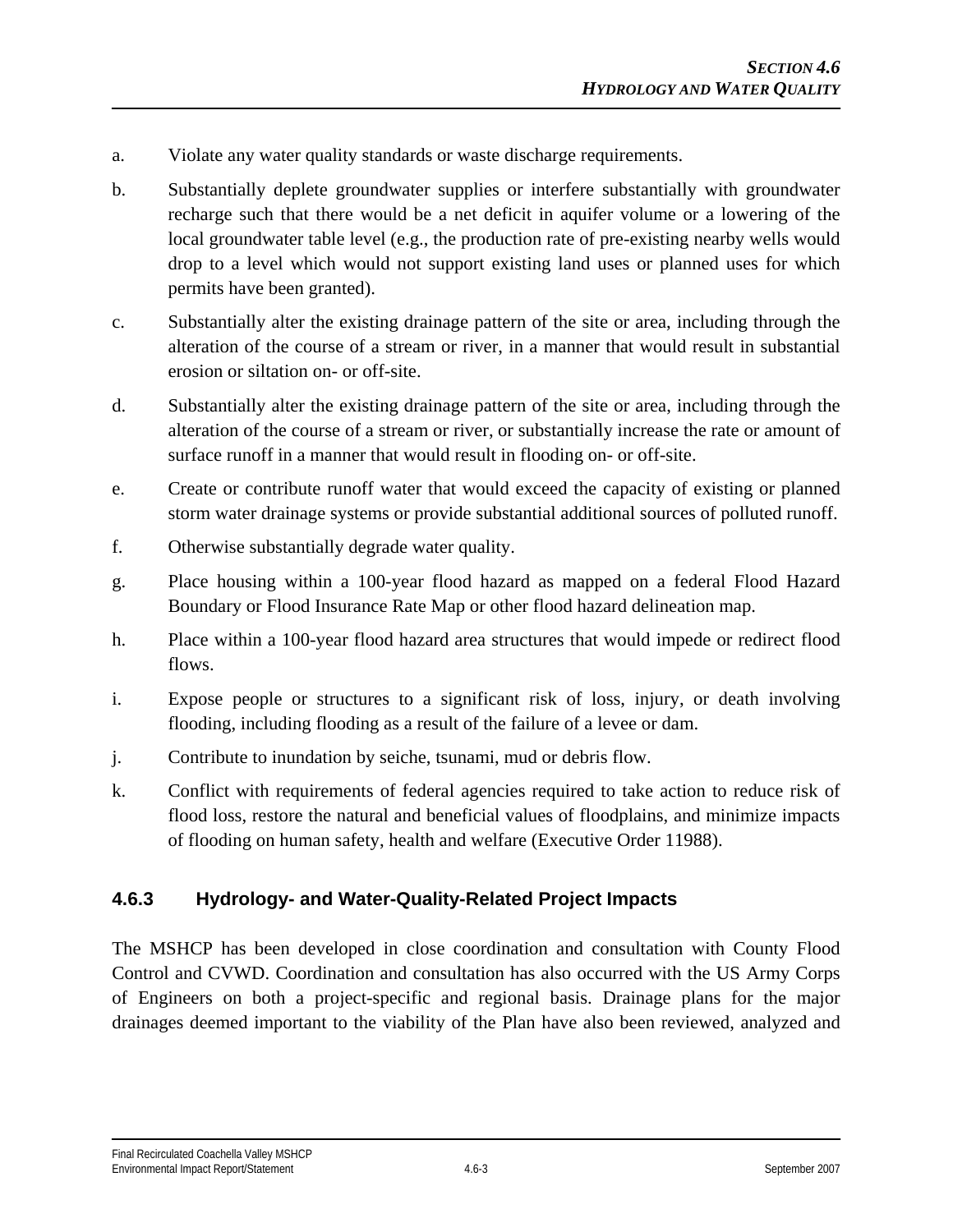a. Violate any water quality standards or waste discharge requirements.

b. Substantially deplete groundwater supplies or interfere substantially with groundwater recharge such that there would be a net deficit in aquifer volume or a lowering of the local groundwater table level (e.g., the production rate of pre-existing nearby wells would drop to a level which would not support existing land uses or planned uses for which permits have been granted).

c. Substantially alter the existing drainage pattern of the site or area, including through the alteration of the course of a stream or river, in a manner that would result in substantial erosion or siltation on- or off-site.

d. Substantially alter the existing drainage pattern of the site or area, including through the alteration of the course of a stream or river, or substantially increase the rate or amount of surface runoff in a manner that would result in flooding on- or off-site.

e. Create or contribute runoff water that would exceed the capacity of existing or planned storm water drainage systems or provide substantial additional sources of polluted runoff.

f. Otherwise substantially degrade water quality.

g. Place housing within a 100-year flood hazard as mapped on a federal Flood Hazard Boundary or Flood Insurance Rate Map or other flood hazard delineation map.

h. Place within a 100-year flood hazard area structures that would impede or redirect flood flows.

i. Expose people or structures to a significant risk of loss, injury, or death involving flooding, including flooding as a result of the failure of a levee or dam.

j. Contribute to inundation by seiche, tsunami, mud or debris flow.

k. Conflict with requirements of federal agencies required to take action to reduce risk of flood loss, restore the natural and beneficial values of floodplains, and minimize impacts of flooding on human safety, health and welfare (Executive Order 11988).

### 4.6.3 Hydrology- and Water-Quality-Related Project Impacts

The MSHCP has been developed in close coordination and consultation with County Flood Control and CVWD. Coordination and consultation has also occurred with the US Army Corps of Engineers on both a project-specific and regional basis. Drainage plans for the major drainages deemed important to the viability of the Plan have also been reviewed, analyzed and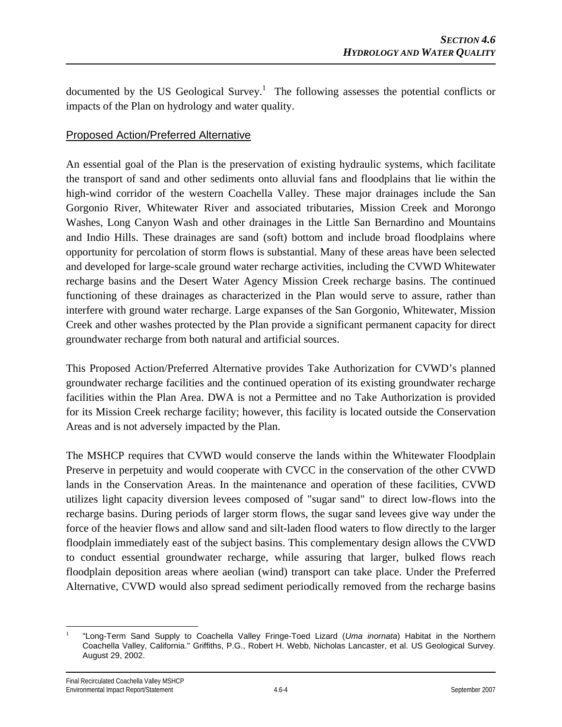documented by the US Geological Survey.[1] The following assesses the potential conflicts or impacts of the Plan on hydrology and water quality.

## Proposed Action/Preferred Alternative

An essential goal of the Plan is the preservation of existing hydraulic systems, which facilitate the transport of sand and other sediments onto alluvial fans and floodplains that lie within the high-wind corridor of the western Coachella Valley. These major drainages include the San Gorgonio River, Whitewater River and associated tributaries, Mission Creek and Morongo Washes, Long Canyon Wash and other drainages in the Little San Bernardino and Mountains and Indio Hills. These drainages are sand (soft) bottom and include broad floodplains where opportunity for percolation of storm flows is substantial. Many of these areas have been selected and developed for large-scale ground water recharge activities, including the CVWD Whitewater recharge basins and the Desert Water Agency Mission Creek recharge basins. The continued functioning of these drainages as characterized in the Plan would serve to assure, rather than interfere with ground water recharge. Large expanses of the San Gorgonio, Whitewater, Mission Creek and other washes protected by the Plan provide a significant permanent capacity for direct groundwater recharge from both natural and artificial sources.

This Proposed Action/Preferred Alternative provides Take Authorization for CVWD's planned groundwater recharge facilities and the continued operation of its existing groundwater recharge facilities within the Plan Area. DWA is not a Permittee and no Take Authorization is provided for its Mission Creek recharge facility; however, this facility is located outside the Conservation Areas and is not adversely impacted by the Plan.

The MSHCP requires that CVWD would conserve the lands within the Whitewater Floodplain Preserve in perpetuity and would cooperate with CVCC in the conservation of the other CVWD lands in the Conservation Areas. In the maintenance and operation of these facilities, CVWD utilizes light capacity diversion levees composed of "sugar sand" to direct low-flows into the recharge basins. During periods of larger storm flows, the sugar sand levees give way under the force of the heavier flows and allow sand and silt-laden flood waters to flow directly to the larger floodplain immediately east of the subject basins. This complementary design allows the CVWD to conduct essential groundwater recharge, while assuring that larger, bulked flows reach floodplain deposition areas where aeolian (wind) transport can take place. Under the Preferred Alternative, CVWD would also spread sediment periodically removed from the recharge basins

---

[1] "Long-Term Sand Supply to Coachella Valley Fringe-Toed Lizard (*Uma inornata*) Habitat in the Northern Coachella Valley, California." Griffiths, P.G., Robert H. Webb, Nicholas Lancaster, et al. US Geological Survey. August 29, 2002.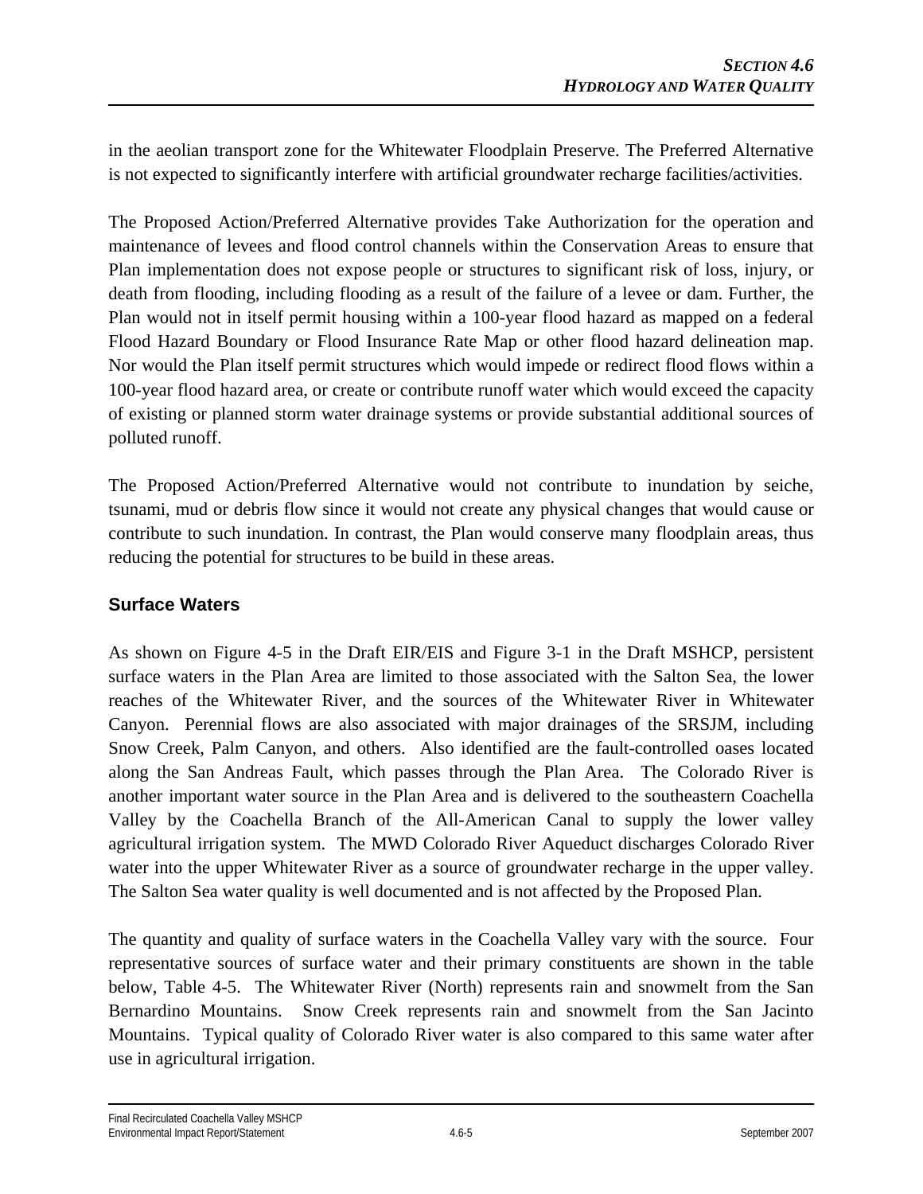in the aeolian transport zone for the Whitewater Floodplain Preserve. The Preferred Alternative is not expected to significantly interfere with artificial groundwater recharge facilities/activities.

The Proposed Action/Preferred Alternative provides Take Authorization for the operation and maintenance of levees and flood control channels within the Conservation Areas to ensure that Plan implementation does not expose people or structures to significant risk of loss, injury, or death from flooding, including flooding as a result of the failure of a levee or dam. Further, the Plan would not in itself permit housing within a 100-year flood hazard as mapped on a federal Flood Hazard Boundary or Flood Insurance Rate Map or other flood hazard delineation map. Nor would the Plan itself permit structures which would impede or redirect flood flows within a 100-year flood hazard area, or create or contribute runoff water which would exceed the capacity of existing or planned storm water drainage systems or provide substantial additional sources of polluted runoff.

The Proposed Action/Preferred Alternative would not contribute to inundation by seiche, tsunami, mud or debris flow since it would not create any physical changes that would cause or contribute to such inundation. In contrast, the Plan would conserve many floodplain areas, thus reducing the potential for structures to be build in these areas.

## Surface Waters

As shown on Figure 4-5 in the Draft EIR/EIS and Figure 3-1 in the Draft MSHCP, persistent surface waters in the Plan Area are limited to those associated with the Salton Sea, the lower reaches of the Whitewater River, and the sources of the Whitewater River in Whitewater Canyon. Perennial flows are also associated with major drainages of the SRSJM, including Snow Creek, Palm Canyon, and others. Also identified are the fault-controlled oases located along the San Andreas Fault, which passes through the Plan Area. The Colorado River is another important water source in the Plan Area and is delivered to the southeastern Coachella Valley by the Coachella Branch of the All-American Canal to supply the lower valley agricultural irrigation system. The MWD Colorado River Aqueduct discharges Colorado River water into the upper Whitewater River as a source of groundwater recharge in the upper valley. The Salton Sea water quality is well documented and is not affected by the Proposed Plan.

The quantity and quality of surface waters in the Coachella Valley vary with the source. Four representative sources of surface water and their primary constituents are shown in the table below, Table 4-5. The Whitewater River (North) represents rain and snowmelt from the San Bernardino Mountains. Snow Creek represents rain and snowmelt from the San Jacinto Mountains. Typical quality of Colorado River water is also compared to this same water after use in agricultural irrigation.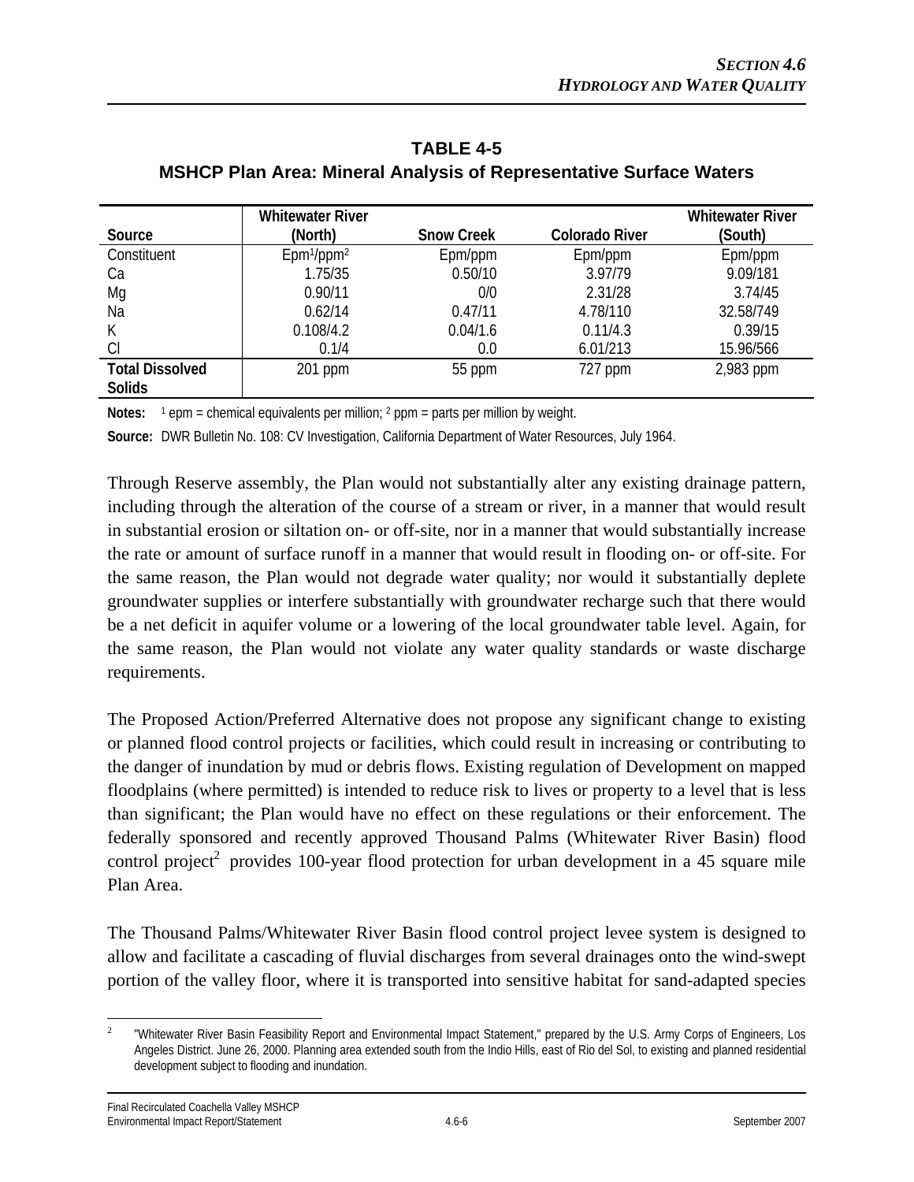**TABLE 4-5**
**MSHCP Plan Area: Mineral Analysis of Representative Surface Waters**

| Source | Whitewater River (North) | Snow Creek | Colorado River | Whitewater River (South) |
|---|---|---|---|---|
| Constituent | Epm[1]/ppm[2] | Epm/ppm | Epm/ppm | Epm/ppm |
| Ca | 1.75/35 | 0.50/10 | 3.97/79 | 9.09/181 |
| Mg | 0.90/11 | 0/0 | 2.31/28 | 3.74/45 |
| Na | 0.62/14 | 0.47/11 | 4.78/110 | 32.58/749 |
| K | 0.108/4.2 | 0.04/1.6 | 0.11/4.3 | 0.39/15 |
| Cl | 0.1/4 | 0.0 | 6.01/213 | 15.96/566 |
| **Total Dissolved Solids** | 201 ppm | 55 ppm | 727 ppm | 2,983 ppm |

**Notes:** [1] epm = chemical equivalents per million; [2] ppm = parts per million by weight.

**Source:** DWR Bulletin No. 108: CV Investigation, California Department of Water Resources, July 1964.

Through Reserve assembly, the Plan would not substantially alter any existing drainage pattern, including through the alteration of the course of a stream or river, in a manner that would result in substantial erosion or siltation on- or off-site, nor in a manner that would substantially increase the rate or amount of surface runoff in a manner that would result in flooding on- or off-site. For the same reason, the Plan would not degrade water quality; nor would it substantially deplete groundwater supplies or interfere substantially with groundwater recharge such that there would be a net deficit in aquifer volume or a lowering of the local groundwater table level. Again, for the same reason, the Plan would not violate any water quality standards or waste discharge requirements.

The Proposed Action/Preferred Alternative does not propose any significant change to existing or planned flood control projects or facilities, which could result in increasing or contributing to the danger of inundation by mud or debris flows. Existing regulation of Development on mapped floodplains (where permitted) is intended to reduce risk to lives or property to a level that is less than significant; the Plan would have no effect on these regulations or their enforcement. The federally sponsored and recently approved Thousand Palms (Whitewater River Basin) flood control project[2] provides 100-year flood protection for urban development in a 45 square mile Plan Area.

The Thousand Palms/Whitewater River Basin flood control project levee system is designed to allow and facilitate a cascading of fluvial discharges from several drainages onto the wind-swept portion of the valley floor, where it is transported into sensitive habitat for sand-adapted species

[2] "Whitewater River Basin Feasibility Report and Environmental Impact Statement," prepared by the U.S. Army Corps of Engineers, Los Angeles District. June 26, 2000. Planning area extended south from the Indio Hills, east of Rio del Sol, to existing and planned residential development subject to flooding and inundation.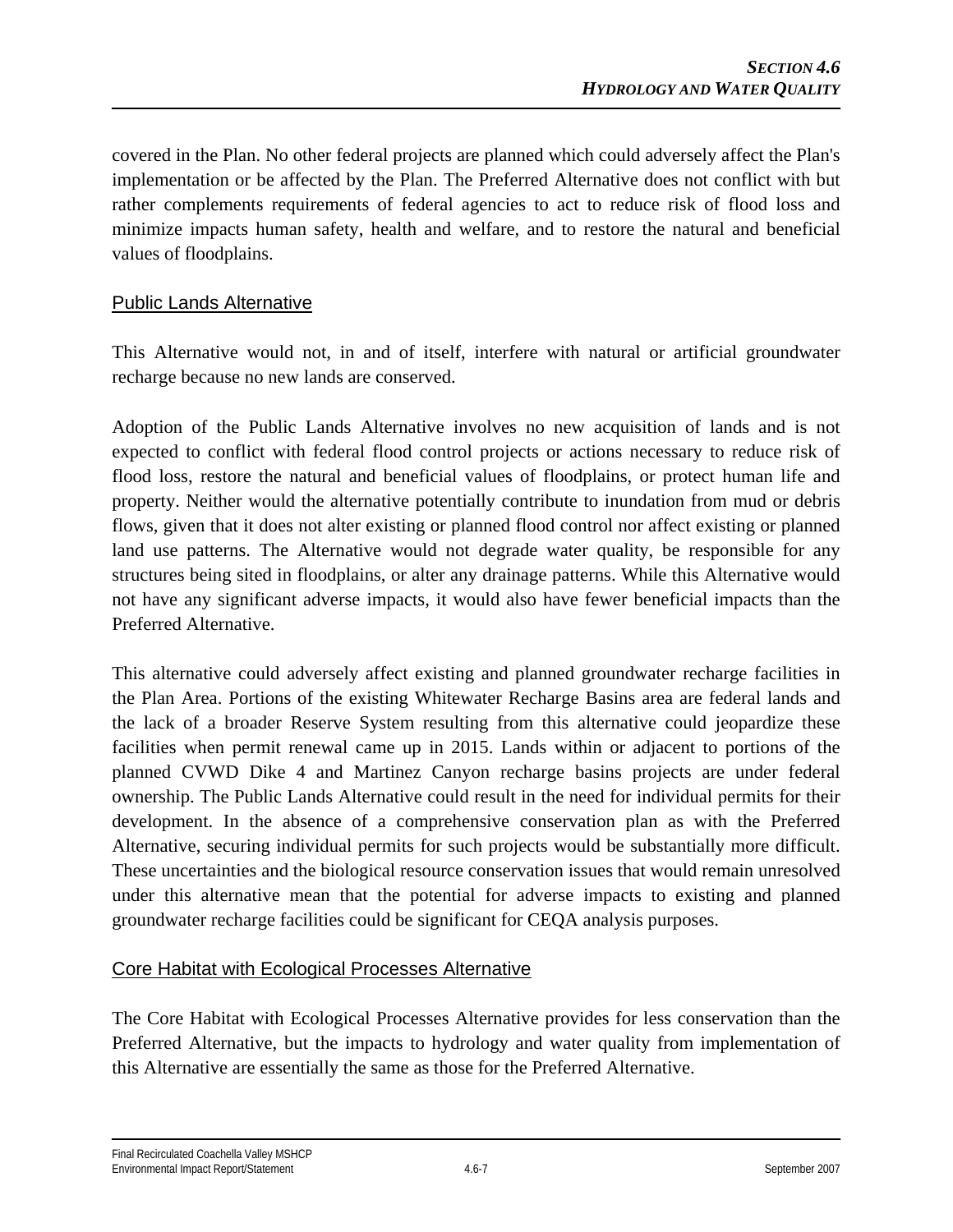covered in the Plan. No other federal projects are planned which could adversely affect the Plan's implementation or be affected by the Plan. The Preferred Alternative does not conflict with but rather complements requirements of federal agencies to act to reduce risk of flood loss and minimize impacts human safety, health and welfare, and to restore the natural and beneficial values of floodplains.

### Public Lands Alternative

This Alternative would not, in and of itself, interfere with natural or artificial groundwater recharge because no new lands are conserved.

Adoption of the Public Lands Alternative involves no new acquisition of lands and is not expected to conflict with federal flood control projects or actions necessary to reduce risk of flood loss, restore the natural and beneficial values of floodplains, or protect human life and property. Neither would the alternative potentially contribute to inundation from mud or debris flows, given that it does not alter existing or planned flood control nor affect existing or planned land use patterns. The Alternative would not degrade water quality, be responsible for any structures being sited in floodplains, or alter any drainage patterns. While this Alternative would not have any significant adverse impacts, it would also have fewer beneficial impacts than the Preferred Alternative.

This alternative could adversely affect existing and planned groundwater recharge facilities in the Plan Area. Portions of the existing Whitewater Recharge Basins area are federal lands and the lack of a broader Reserve System resulting from this alternative could jeopardize these facilities when permit renewal came up in 2015. Lands within or adjacent to portions of the planned CVWD Dike 4 and Martinez Canyon recharge basins projects are under federal ownership. The Public Lands Alternative could result in the need for individual permits for their development. In the absence of a comprehensive conservation plan as with the Preferred Alternative, securing individual permits for such projects would be substantially more difficult. These uncertainties and the biological resource conservation issues that would remain unresolved under this alternative mean that the potential for adverse impacts to existing and planned groundwater recharge facilities could be significant for CEQA analysis purposes.

### Core Habitat with Ecological Processes Alternative

The Core Habitat with Ecological Processes Alternative provides for less conservation than the Preferred Alternative, but the impacts to hydrology and water quality from implementation of this Alternative are essentially the same as those for the Preferred Alternative.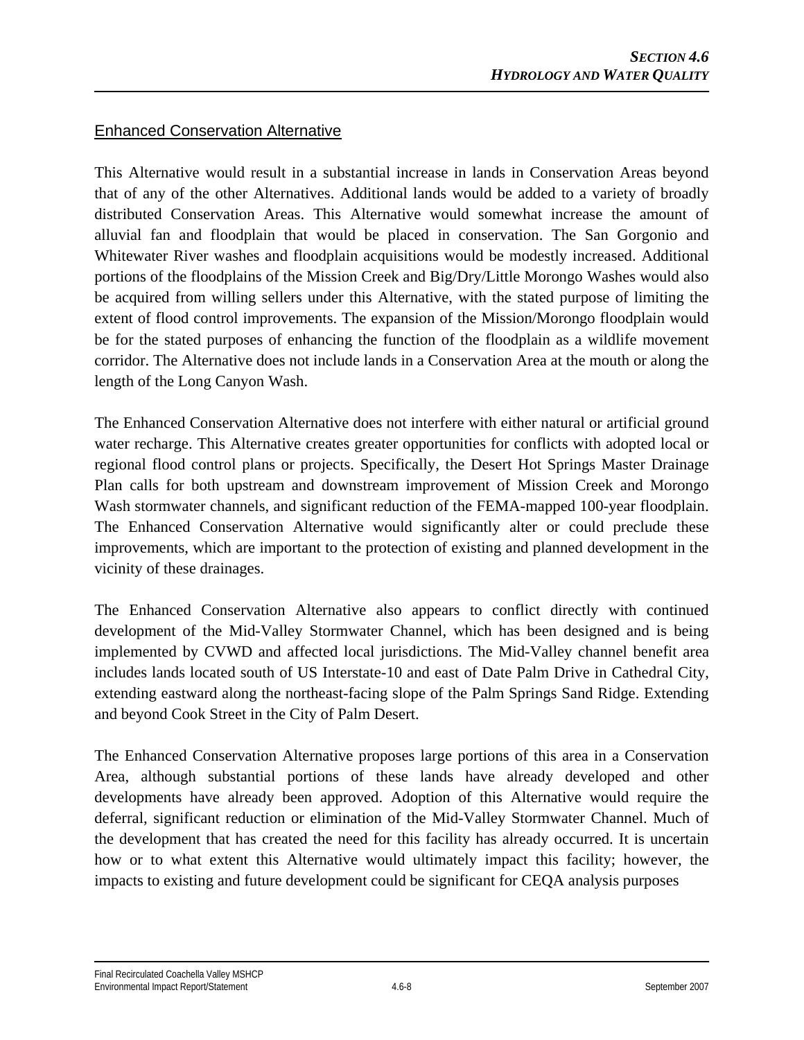## Enhanced Conservation Alternative

This Alternative would result in a substantial increase in lands in Conservation Areas beyond that of any of the other Alternatives. Additional lands would be added to a variety of broadly distributed Conservation Areas. This Alternative would somewhat increase the amount of alluvial fan and floodplain that would be placed in conservation. The San Gorgonio and Whitewater River washes and floodplain acquisitions would be modestly increased. Additional portions of the floodplains of the Mission Creek and Big/Dry/Little Morongo Washes would also be acquired from willing sellers under this Alternative, with the stated purpose of limiting the extent of flood control improvements. The expansion of the Mission/Morongo floodplain would be for the stated purposes of enhancing the function of the floodplain as a wildlife movement corridor. The Alternative does not include lands in a Conservation Area at the mouth or along the length of the Long Canyon Wash.

The Enhanced Conservation Alternative does not interfere with either natural or artificial ground water recharge. This Alternative creates greater opportunities for conflicts with adopted local or regional flood control plans or projects. Specifically, the Desert Hot Springs Master Drainage Plan calls for both upstream and downstream improvement of Mission Creek and Morongo Wash stormwater channels, and significant reduction of the FEMA-mapped 100-year floodplain. The Enhanced Conservation Alternative would significantly alter or could preclude these improvements, which are important to the protection of existing and planned development in the vicinity of these drainages.

The Enhanced Conservation Alternative also appears to conflict directly with continued development of the Mid-Valley Stormwater Channel, which has been designed and is being implemented by CVWD and affected local jurisdictions. The Mid-Valley channel benefit area includes lands located south of US Interstate-10 and east of Date Palm Drive in Cathedral City, extending eastward along the northeast-facing slope of the Palm Springs Sand Ridge. Extending and beyond Cook Street in the City of Palm Desert.

The Enhanced Conservation Alternative proposes large portions of this area in a Conservation Area, although substantial portions of these lands have already developed and other developments have already been approved. Adoption of this Alternative would require the deferral, significant reduction or elimination of the Mid-Valley Stormwater Channel. Much of the development that has created the need for this facility has already occurred. It is uncertain how or to what extent this Alternative would ultimately impact this facility; however, the impacts to existing and future development could be significant for CEQA analysis purposes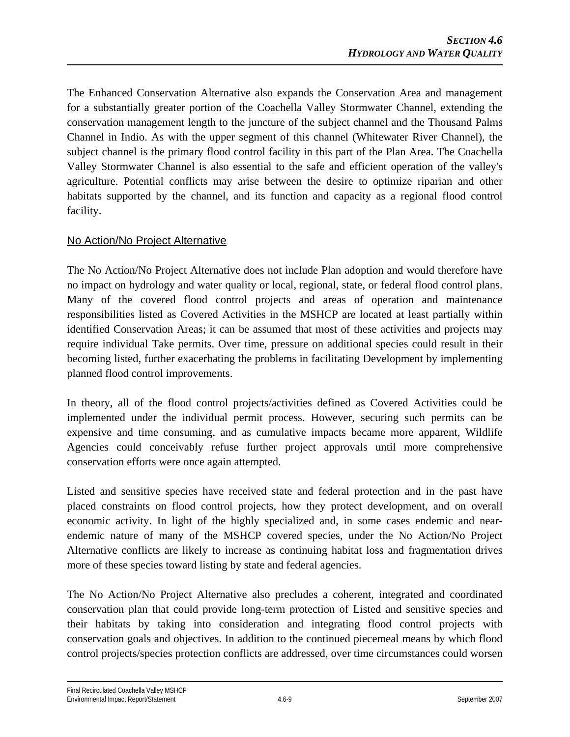The Enhanced Conservation Alternative also expands the Conservation Area and management for a substantially greater portion of the Coachella Valley Stormwater Channel, extending the conservation management length to the juncture of the subject channel and the Thousand Palms Channel in Indio. As with the upper segment of this channel (Whitewater River Channel), the subject channel is the primary flood control facility in this part of the Plan Area. The Coachella Valley Stormwater Channel is also essential to the safe and efficient operation of the valley's agriculture. Potential conflicts may arise between the desire to optimize riparian and other habitats supported by the channel, and its function and capacity as a regional flood control facility.

## No Action/No Project Alternative

The No Action/No Project Alternative does not include Plan adoption and would therefore have no impact on hydrology and water quality or local, regional, state, or federal flood control plans. Many of the covered flood control projects and areas of operation and maintenance responsibilities listed as Covered Activities in the MSHCP are located at least partially within identified Conservation Areas; it can be assumed that most of these activities and projects may require individual Take permits. Over time, pressure on additional species could result in their becoming listed, further exacerbating the problems in facilitating Development by implementing planned flood control improvements.

In theory, all of the flood control projects/activities defined as Covered Activities could be implemented under the individual permit process. However, securing such permits can be expensive and time consuming, and as cumulative impacts became more apparent, Wildlife Agencies could conceivably refuse further project approvals until more comprehensive conservation efforts were once again attempted.

Listed and sensitive species have received state and federal protection and in the past have placed constraints on flood control projects, how they protect development, and on overall economic activity. In light of the highly specialized and, in some cases endemic and near-endemic nature of many of the MSHCP covered species, under the No Action/No Project Alternative conflicts are likely to increase as continuing habitat loss and fragmentation drives more of these species toward listing by state and federal agencies.

The No Action/No Project Alternative also precludes a coherent, integrated and coordinated conservation plan that could provide long-term protection of Listed and sensitive species and their habitats by taking into consideration and integrating flood control projects with conservation goals and objectives. In addition to the continued piecemeal means by which flood control projects/species protection conflicts are addressed, over time circumstances could worsen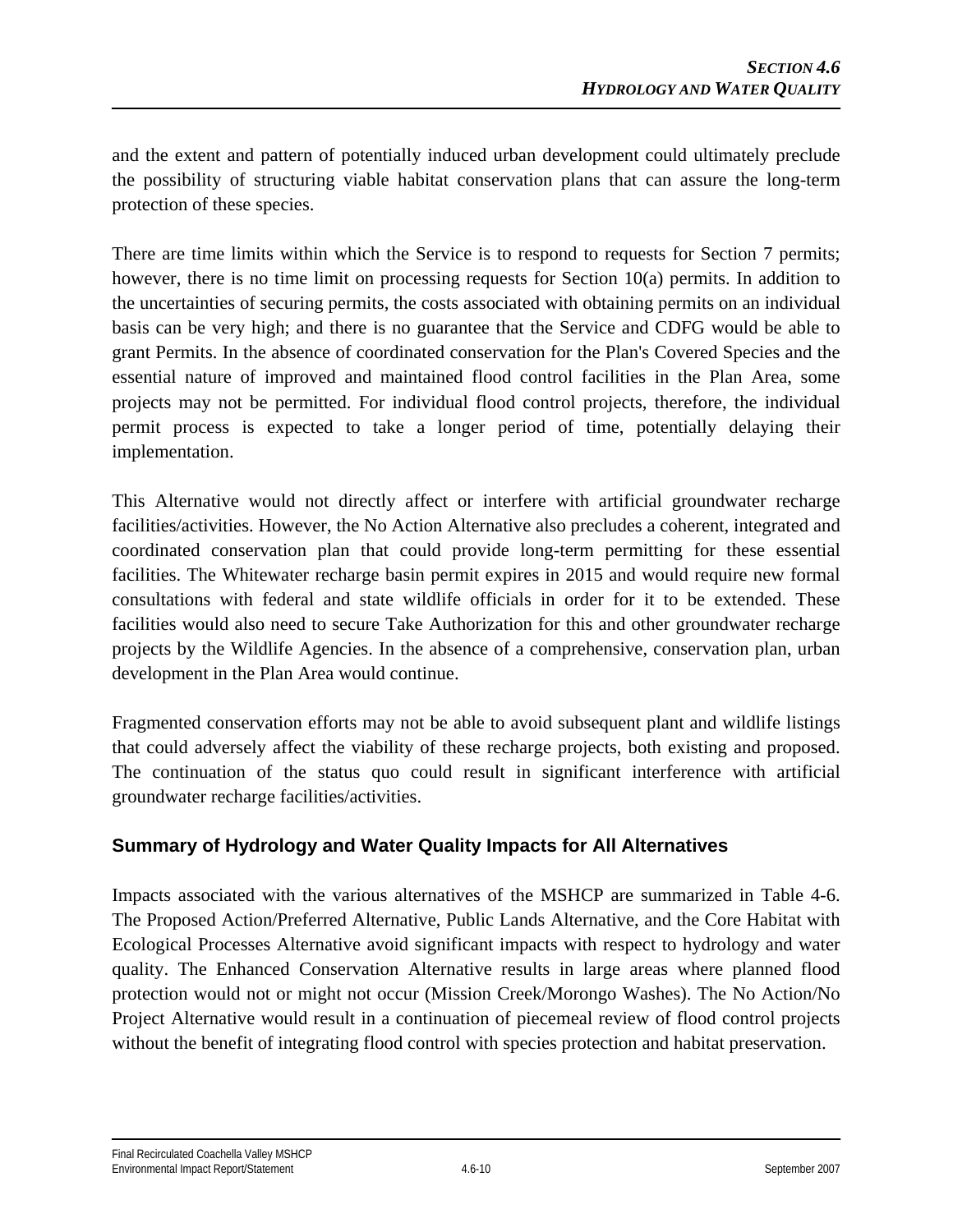and the extent and pattern of potentially induced urban development could ultimately preclude the possibility of structuring viable habitat conservation plans that can assure the long-term protection of these species.

There are time limits within which the Service is to respond to requests for Section 7 permits; however, there is no time limit on processing requests for Section 10(a) permits. In addition to the uncertainties of securing permits, the costs associated with obtaining permits on an individual basis can be very high; and there is no guarantee that the Service and CDFG would be able to grant Permits. In the absence of coordinated conservation for the Plan's Covered Species and the essential nature of improved and maintained flood control facilities in the Plan Area, some projects may not be permitted. For individual flood control projects, therefore, the individual permit process is expected to take a longer period of time, potentially delaying their implementation.

This Alternative would not directly affect or interfere with artificial groundwater recharge facilities/activities. However, the No Action Alternative also precludes a coherent, integrated and coordinated conservation plan that could provide long-term permitting for these essential facilities. The Whitewater recharge basin permit expires in 2015 and would require new formal consultations with federal and state wildlife officials in order for it to be extended. These facilities would also need to secure Take Authorization for this and other groundwater recharge projects by the Wildlife Agencies. In the absence of a comprehensive, conservation plan, urban development in the Plan Area would continue.

Fragmented conservation efforts may not be able to avoid subsequent plant and wildlife listings that could adversely affect the viability of these recharge projects, both existing and proposed. The continuation of the status quo could result in significant interference with artificial groundwater recharge facilities/activities.

## Summary of Hydrology and Water Quality Impacts for All Alternatives

Impacts associated with the various alternatives of the MSHCP are summarized in Table 4-6. The Proposed Action/Preferred Alternative, Public Lands Alternative, and the Core Habitat with Ecological Processes Alternative avoid significant impacts with respect to hydrology and water quality. The Enhanced Conservation Alternative results in large areas where planned flood protection would not or might not occur (Mission Creek/Morongo Washes). The No Action/No Project Alternative would result in a continuation of piecemeal review of flood control projects without the benefit of integrating flood control with species protection and habitat preservation.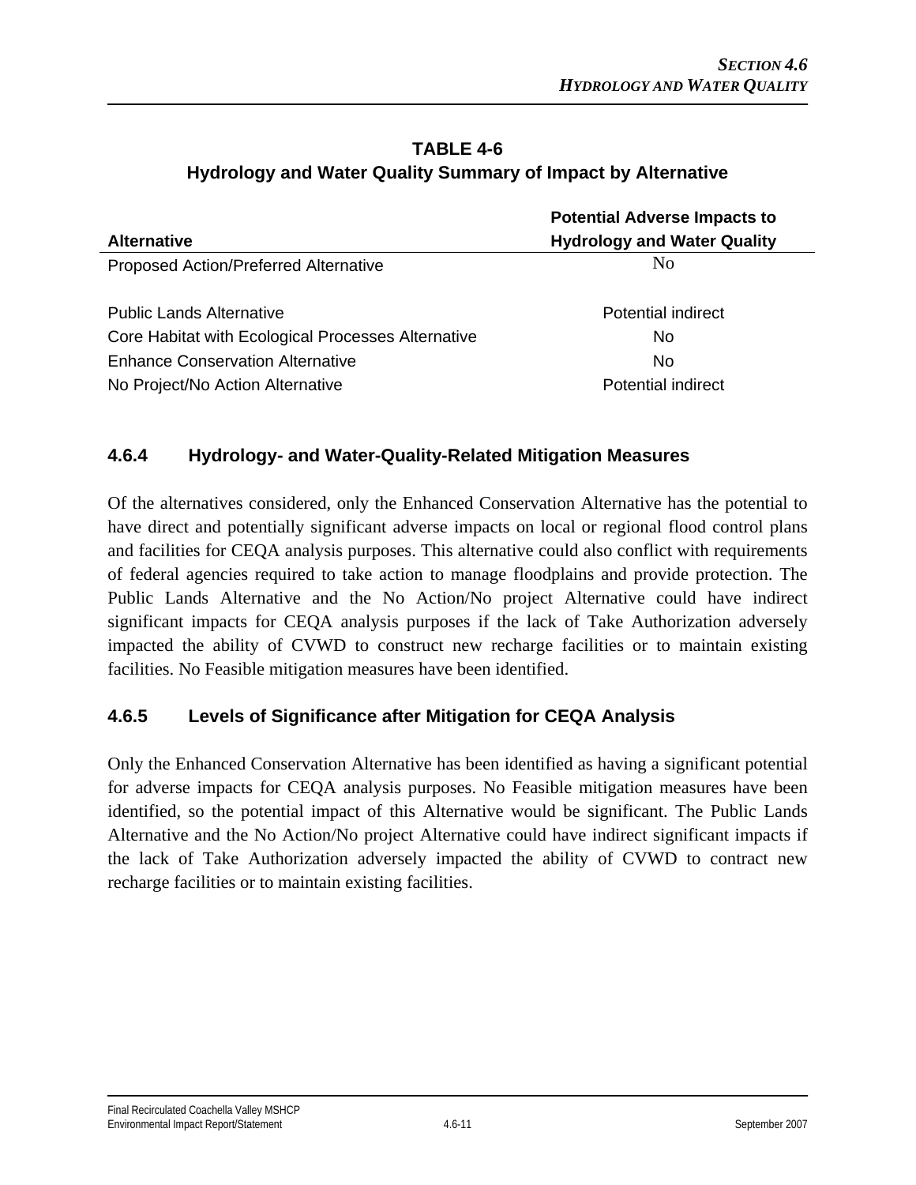**TABLE 4-6**
**Hydrology and Water Quality Summary of Impact by Alternative**

| Alternative | Potential Adverse Impacts to Hydrology and Water Quality |
|---|---|
| Proposed Action/Preferred Alternative | No |
| Public Lands Alternative | Potential indirect |
| Core Habitat with Ecological Processes Alternative | No |
| Enhance Conservation Alternative | No |
| No Project/No Action Alternative | Potential indirect |

### 4.6.4 Hydrology- and Water-Quality-Related Mitigation Measures

Of the alternatives considered, only the Enhanced Conservation Alternative has the potential to have direct and potentially significant adverse impacts on local or regional flood control plans and facilities for CEQA analysis purposes. This alternative could also conflict with requirements of federal agencies required to take action to manage floodplains and provide protection. The Public Lands Alternative and the No Action/No project Alternative could have indirect significant impacts for CEQA analysis purposes if the lack of Take Authorization adversely impacted the ability of CVWD to construct new recharge facilities or to maintain existing facilities. No Feasible mitigation measures have been identified.

### 4.6.5 Levels of Significance after Mitigation for CEQA Analysis

Only the Enhanced Conservation Alternative has been identified as having a significant potential for adverse impacts for CEQA analysis purposes. No Feasible mitigation measures have been identified, so the potential impact of this Alternative would be significant. The Public Lands Alternative and the No Action/No project Alternative could have indirect significant impacts if the lack of Take Authorization adversely impacted the ability of CVWD to contract new recharge facilities or to maintain existing facilities.